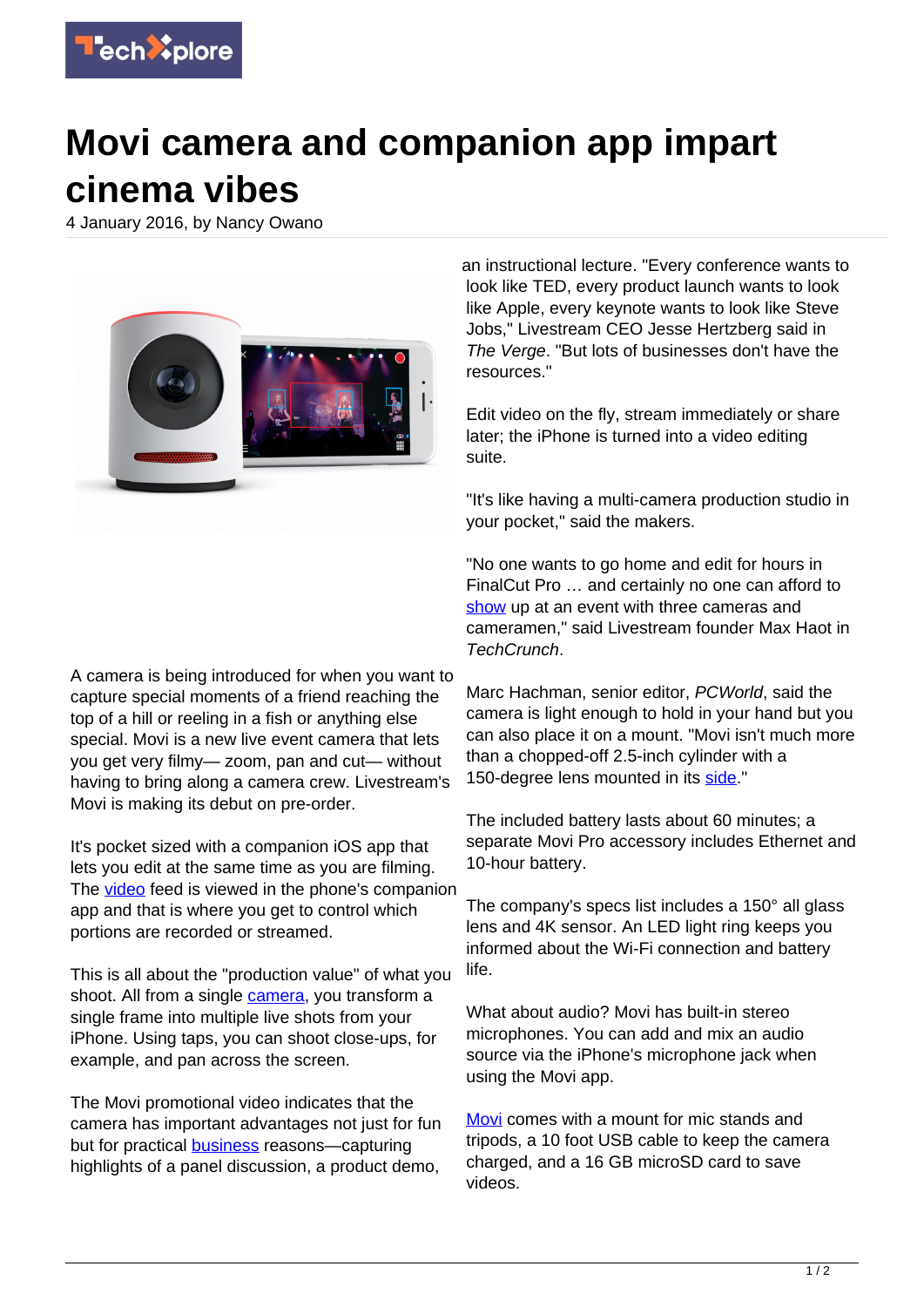# Movi camera and companion app impart cinema vibes

4 January 2016, by Nancy Owano

A camera is being introduced for when you want to capture special moments of a friend reaching the top of a hill or reeling in a fish or anything else special. Movi is a new live event camera that lets you get very filmy— zoom, pan and cut— without having to bring along a camera crew. Livestream's Movi is making its debut on pre-order.

It's pocket sized with a companion iOS app that lets you edit at the same time as you are filming. The video feed is viewed in the phone's companion app and that is where you get to control which portions are recorded or streamed.

This is all about the "production value" of what you shoot. All from a single camera, you transform a single frame into multiple live shots from your iPhone. Using taps, you can shoot close-ups, for example, and pan across the screen.

The Movi promotional video indicates that the camera has important advantages not just for fun but for practical business reasons—capturing highlights of a panel discussion, a product demo, an instructional lecture. "Every conference wants to look like TED, every product launch wants to look like Apple, every keynote wants to look like Steve Jobs," Livestream CEO Jesse Hertzberg said in *The Verge*. "But lots of businesses don't have the resources."

Edit video on the fly, stream immediately or share later; the iPhone is turned into a video editing suite.

"It's like having a multi-camera production studio in your pocket," said the makers.

"No one wants to go home and edit for hours in FinalCut Pro … and certainly no one can afford to show up at an event with three cameras and cameramen," said Livestream founder Max Haot in *TechCrunch*.

Marc Hachman, senior editor, *PCWorld*, said the camera is light enough to hold in your hand but you can also place it on a mount. "Movi isn't much more than a chopped-off 2.5-inch cylinder with a 150-degree lens mounted in its side."

The included battery lasts about 60 minutes; a separate Movi Pro accessory includes Ethernet and 10-hour battery.

The company's specs list includes a 150° all glass lens and 4K sensor. An LED light ring keeps you informed about the Wi-Fi connection and battery life.

What about audio? Movi has built-in stereo microphones. You can add and mix an audio source via the iPhone's microphone jack when using the Movi app.

Movi comes with a mount for mic stands and tripods, a 10 foot USB cable to keep the camera charged, and a 16 GB microSD card to save videos.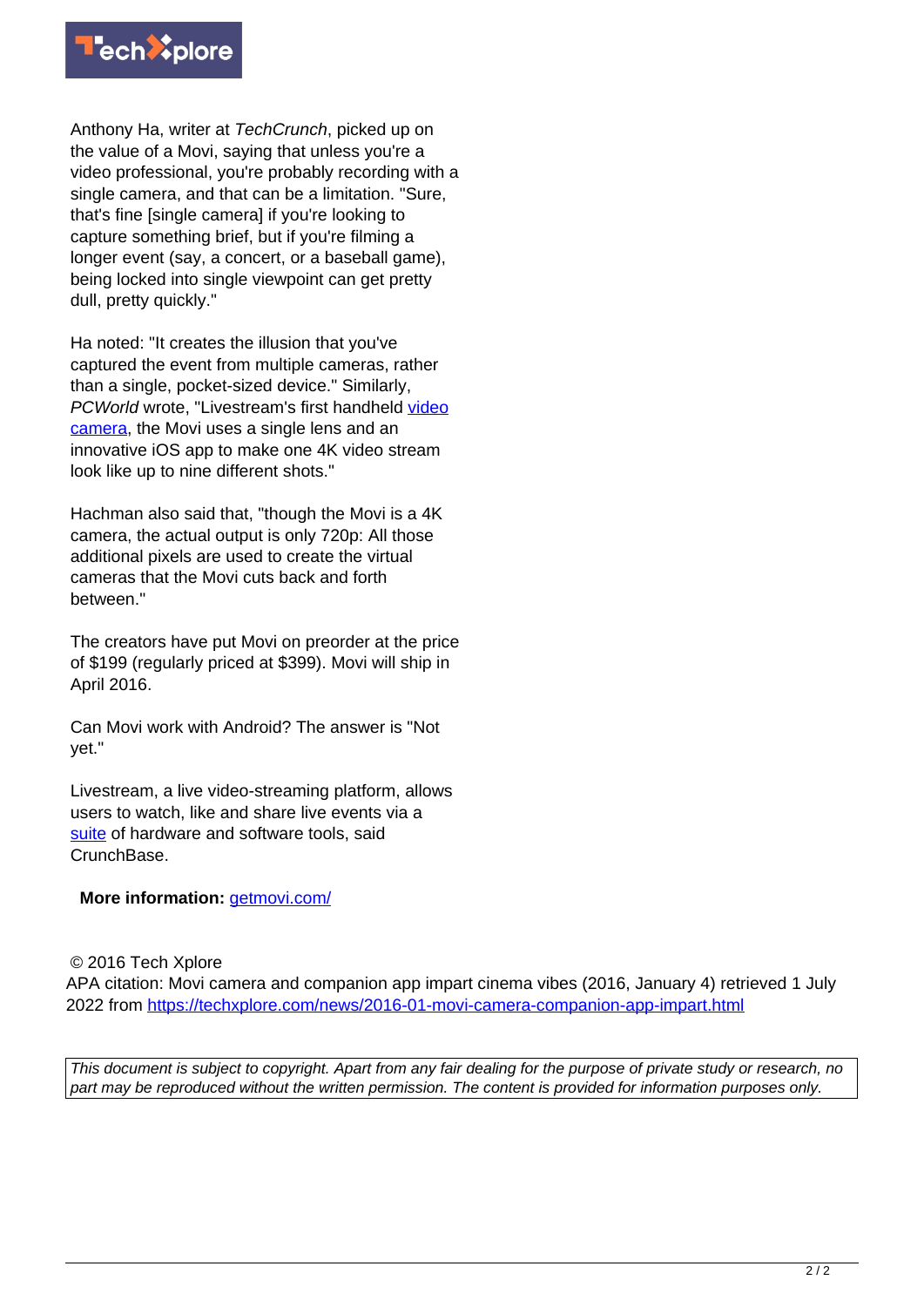Anthony Ha, writer at *TechCrunch*, picked up on the value of a Movi, saying that unless you're a video professional, you're probably recording with a single camera, and that can be a limitation. "Sure, that's fine [single camera] if you're looking to capture something brief, but if you're filming a longer event (say, a concert, or a baseball game), being locked into single viewpoint can get pretty dull, pretty quickly."

Ha noted: "It creates the illusion that you've captured the event from multiple cameras, rather than a single, pocket-sized device." Similarly, *PCWorld* wrote, "Livestream's first handheld video camera, the Movi uses a single lens and an innovative iOS app to make one 4K video stream look like up to nine different shots."

Hachman also said that, "though the Movi is a 4K camera, the actual output is only 720p: All those additional pixels are used to create the virtual cameras that the Movi cuts back and forth between."

The creators have put Movi on preorder at the price of $199 (regularly priced at $399). Movi will ship in April 2016.

Can Movi work with Android? The answer is "Not yet."

Livestream, a live video-streaming platform, allows users to watch, like and share live events via a suite of hardware and software tools, said CrunchBase.

**More information:** getmovi.com/

© 2016 Tech Xplore

APA citation: Movi camera and companion app impart cinema vibes (2016, January 4) retrieved 1 July 2022 from https://techxplore.com/news/2016-01-movi-camera-companion-app-impart.html

*This document is subject to copyright. Apart from any fair dealing for the purpose of private study or research, no part may be reproduced without the written permission. The content is provided for information purposes only.*